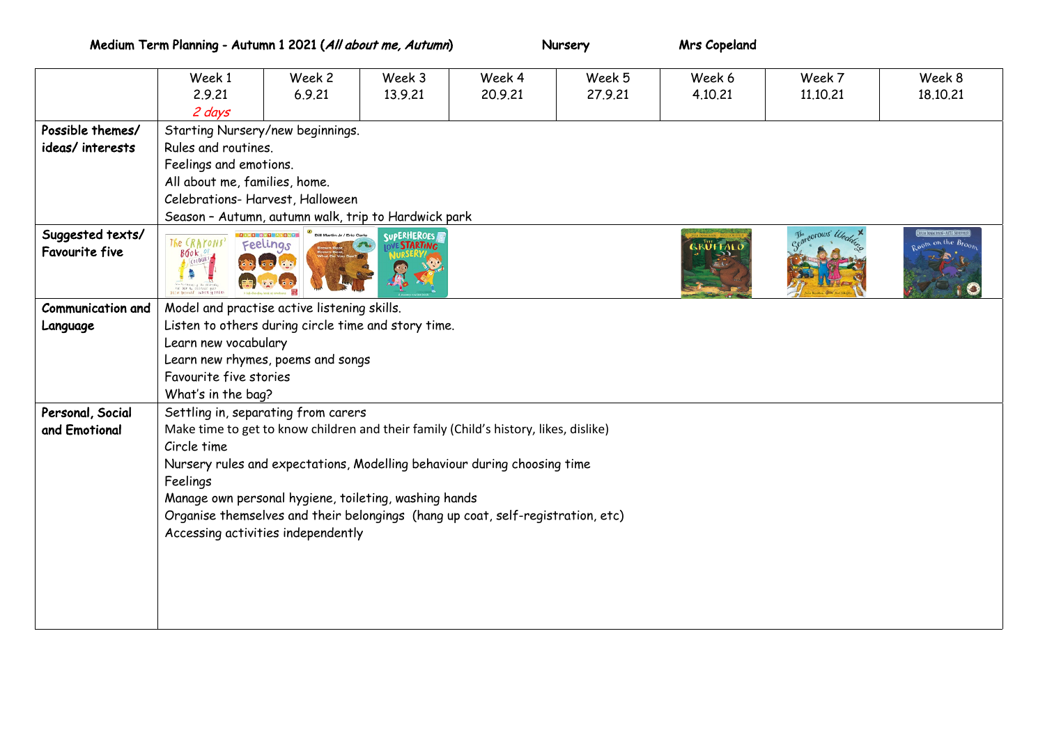**Medium Term Planning - Autumn 1 2021 (*All about me, Autumn*)** **Nursery** **Mrs Copeland**

| | Week 1<br>2.9.21<br>*2 days* | Week 2<br>6.9.21 | Week 3<br>13.9.21 | Week 4<br>20.9.21 | Week 5<br>27.9.21 | Week 6<br>4.10.21 | Week 7<br>11.10.21 | Week 8<br>18.10.21 |
|---|---|---|---|---|---|---|---|---|
| **Possible themes/ ideas/ interests** | Starting Nursery/new beginnings.<br>Rules and routines.<br>Feelings and emotions.<br>All about me, families, home.<br>Celebrations- Harvest, Halloween<br>Season – Autumn, autumn walk, trip to Hardwick park | | | | | | | |
| **Suggested texts/ Favourite five** | The Crayons' Book of Colours; Feelings; Brown Bear, Brown Bear, What Do You See? (Bill Martin Jr / Eric Carle); Superheroes Love Starting Nursery! | | | | | The Gruffalo | The Scarecrows' Wedding | Room on the Broom |
| **Communication and Language** | Model and practise active listening skills.<br>Listen to others during circle time and story time.<br>Learn new vocabulary<br>Learn new rhymes, poems and songs<br>Favourite five stories<br>What's in the bag? | | | | | | | |
| **Personal, Social and Emotional** | Settling in, separating from carers<br>Make time to get to know children and their family (Child's history, likes, dislike)<br>Circle time<br>Nursery rules and expectations, Modelling behaviour during choosing time<br>Feelings<br>Manage own personal hygiene, toileting, washing hands<br>Organise themselves and their belongings (hang up coat, self-registration, etc)<br>Accessing activities independently | | | | | | | |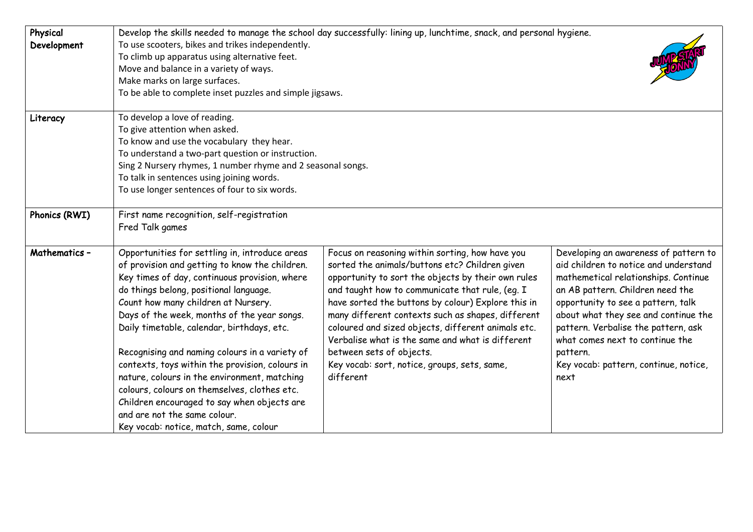| Physical Development | Develop the skills needed to manage the school day successfully: lining up, lunchtime, snack, and personal hygiene.<br>To use scooters, bikes and trikes independently.<br>To climb up apparatus using alternative feet.<br>Move and balance in a variety of ways.<br>Make marks on large surfaces.<br>To be able to complete inset puzzles and simple jigsaws. | | |
|---|---|---|---|
| Literacy | To develop a love of reading.<br>To give attention when asked.<br>To know and use the vocabulary they hear.<br>To understand a two-part question or instruction.<br>Sing 2 Nursery rhymes, 1 number rhyme and 2 seasonal songs.<br>To talk in sentences using joining words.<br>To use longer sentences of four to six words. | | |
| Phonics (RWI) | First name recognition, self-registration<br>Fred Talk games | | |
| Mathematics – | Opportunities for settling in, introduce areas of provision and getting to know the children. Key times of day, continuous provision, where do things belong, positional language.<br>Count how many children at Nursery.<br>Days of the week, months of the year songs.<br>Daily timetable, calendar, birthdays, etc.<br><br>Recognising and naming colours in a variety of contexts, toys within the provision, colours in nature, colours in the environment, matching colours, colours on themselves, clothes etc. Children encouraged to say when objects are and are not the same colour.<br>Key vocab: notice, match, same, colour | Focus on reasoning within sorting, how have you sorted the animals/buttons etc? Children given opportunity to sort the objects by their own rules and taught how to communicate that rule, (eg. I have sorted the buttons by colour) Explore this in many different contexts such as shapes, different coloured and sized objects, different animals etc. Verbalise what is the same and what is different between sets of objects.<br>Key vocab: sort, notice, groups, sets, same, different | Developing an awareness of pattern to aid children to notice and understand mathemetical relationships. Continue an AB pattern. Children need the opportunity to see a pattern, talk about what they see and continue the pattern. Verbalise the pattern, ask what comes next to continue the pattern.<br>Key vocab: pattern, continue, notice, next |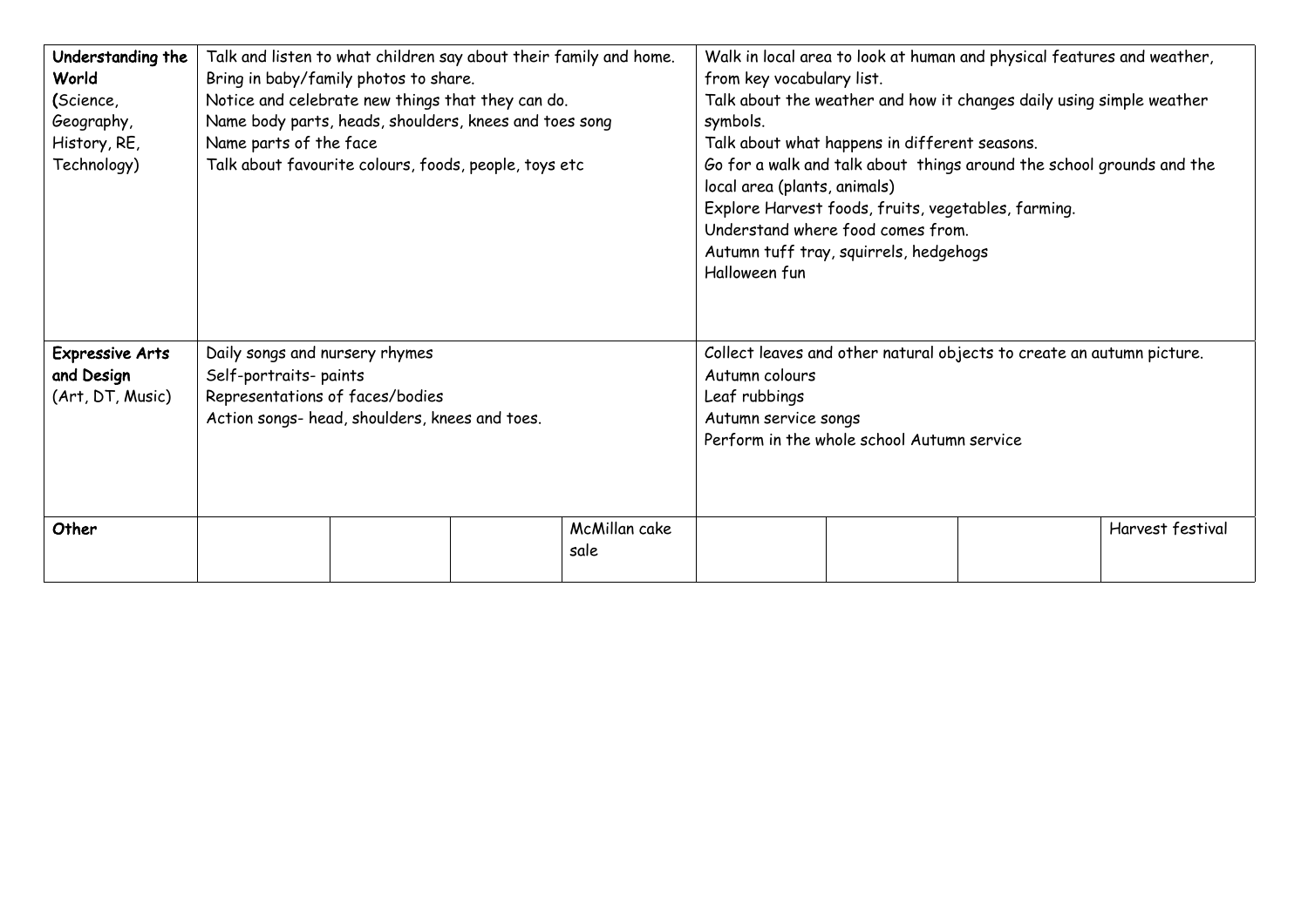| | | | | | | | | |
|---|---|---|---|---|---|---|---|---|
| **Understanding the World** (Science, Geography, History, RE, Technology) | Talk and listen to what children say about their family and home.<br>Bring in baby/family photos to share.<br>Notice and celebrate new things that they can do.<br>Name body parts, heads, shoulders, knees and toes song<br>Name parts of the face<br>Talk about favourite colours, foods, people, toys etc | | | | Walk in local area to look at human and physical features and weather, from key vocabulary list.<br>Talk about the weather and how it changes daily using simple weather symbols.<br>Talk about what happens in different seasons.<br>Go for a walk and talk about things around the school grounds and the local area (plants, animals)<br>Explore Harvest foods, fruits, vegetables, farming.<br>Understand where food comes from.<br>Autumn tuff tray, squirrels, hedgehogs<br>Halloween fun | | | |
| **Expressive Arts and Design** (Art, DT, Music) | Daily songs and nursery rhymes<br>Self-portraits- paints<br>Representations of faces/bodies<br>Action songs- head, shoulders, knees and toes. | | | | Collect leaves and other natural objects to create an autumn picture.<br>Autumn colours<br>Leaf rubbings<br>Autumn service songs<br>Perform in the whole school Autumn service | | | |
| **Other** | | | | McMillan cake sale | | | | Harvest festival |